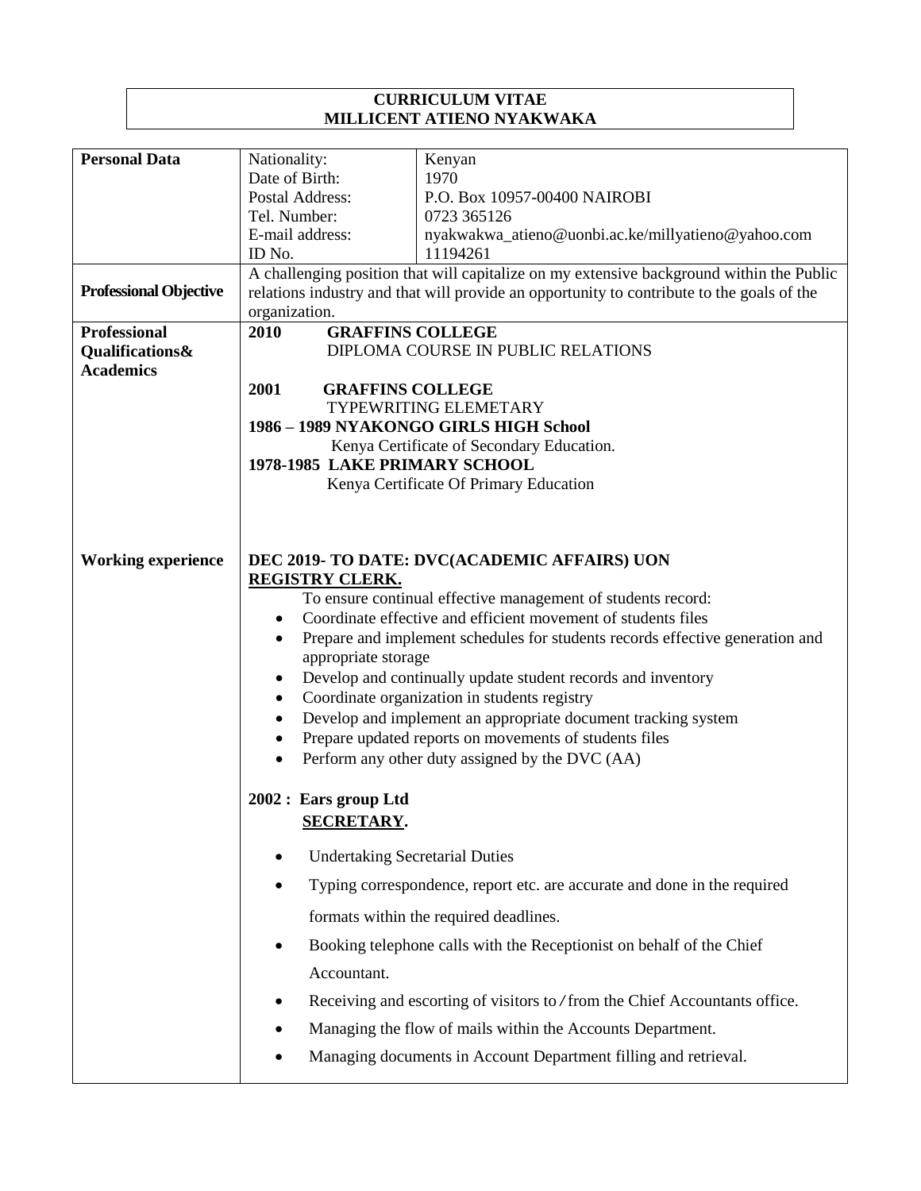# CURRICULUM VITAE
# MILLICENT ATIENO NYAKWAKA

| | | |
|---|---|---|
| **Personal Data** | Nationality: | Kenyan |
| | Date of Birth: | 1970 |
| | Postal Address: | P.O. Box 10957-00400 NAIROBI |
| | Tel. Number: | 0723 365126 |
| | E-mail address: | nyakwakwa_atieno@uonbi.ac.ke/millyatieno@yahoo.com |
| | ID No. | 11194261 |

**Professional Objective**

A challenging position that will capitalize on my extensive background within the Public relations industry and that will provide an opportunity to contribute to the goals of the organization.

**Professional Qualifications& Academics**

**2010 GRAFFINS COLLEGE**
DIPLOMA COURSE IN PUBLIC RELATIONS

**2001 GRAFFINS COLLEGE**
TYPEWRITING ELEMETARY

**1986 – 1989 NYAKONGO GIRLS HIGH School**
Kenya Certificate of Secondary Education.

**1978-1985 LAKE PRIMARY SCHOOL**
Kenya Certificate Of Primary Education

**Working experience**

**DEC 2019- TO DATE: DVC(ACADEMIC AFFAIRS) UON**
**REGISTRY CLERK.**

To ensure continual effective management of students record:

- Coordinate effective and efficient movement of students files
- Prepare and implement schedules for students records effective generation and appropriate storage
- Develop and continually update student records and inventory
- Coordinate organization in students registry
- Develop and implement an appropriate document tracking system
- Prepare updated reports on movements of students files
- Perform any other duty assigned by the DVC (AA)

**2002 : Ears group Ltd**
**SECRETARY.**

- Undertaking Secretarial Duties
- Typing correspondence, report etc. are accurate and done in the required formats within the required deadlines.
- Booking telephone calls with the Receptionist on behalf of the Chief Accountant.
- Receiving and escorting of visitors to / from the Chief Accountants office.
- Managing the flow of mails within the Accounts Department.
- Managing documents in Account Department filling and retrieval.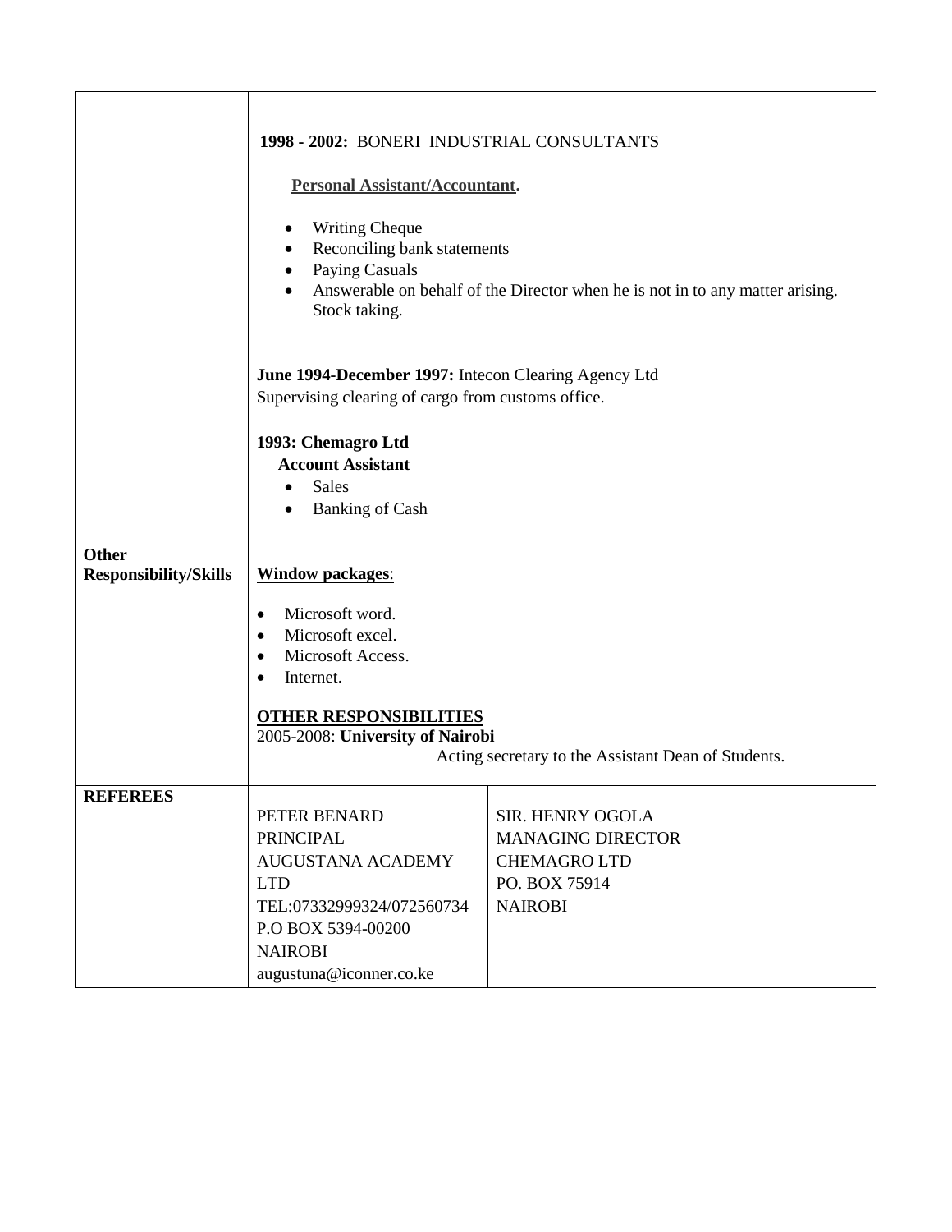| | | |
|---|---|---|
| | **1998 - 2002:** BONERI INDUSTRIAL CONSULTANTS<br><br>**Personal Assistant/Accountant.**<br><br>• Writing Cheque<br>• Reconciling bank statements<br>• Paying Casuals<br>• Answerable on behalf of the Director when he is not in to any matter arising. Stock taking.<br><br>**June 1994-December 1997:** Intecon Clearing Agency Ltd<br>Supervising clearing of cargo from customs office.<br><br>**1993: Chemagro Ltd**<br>**Account Assistant**<br>• Sales<br>• Banking of Cash | |
| **Other Responsibility/Skills** | **Window packages**:<br><br>• Microsoft word.<br>• Microsoft excel.<br>• Microsoft Access.<br>• Internet.<br><br>**OTHER RESPONSIBILITIES**<br>2005-2008: **University of Nairobi**<br>Acting secretary to the Assistant Dean of Students. | |
| **REFEREES** | PETER BENARD<br>PRINCIPAL<br>AUGUSTANA ACADEMY LTD<br>TEL:07332999324/072560734<br>P.O BOX 5394-00200<br>NAIROBI<br>augustuna@iconner.co.ke | SIR. HENRY OGOLA<br>MANAGING DIRECTOR<br>CHEMAGRO LTD<br>PO. BOX 75914<br>NAIROBI |